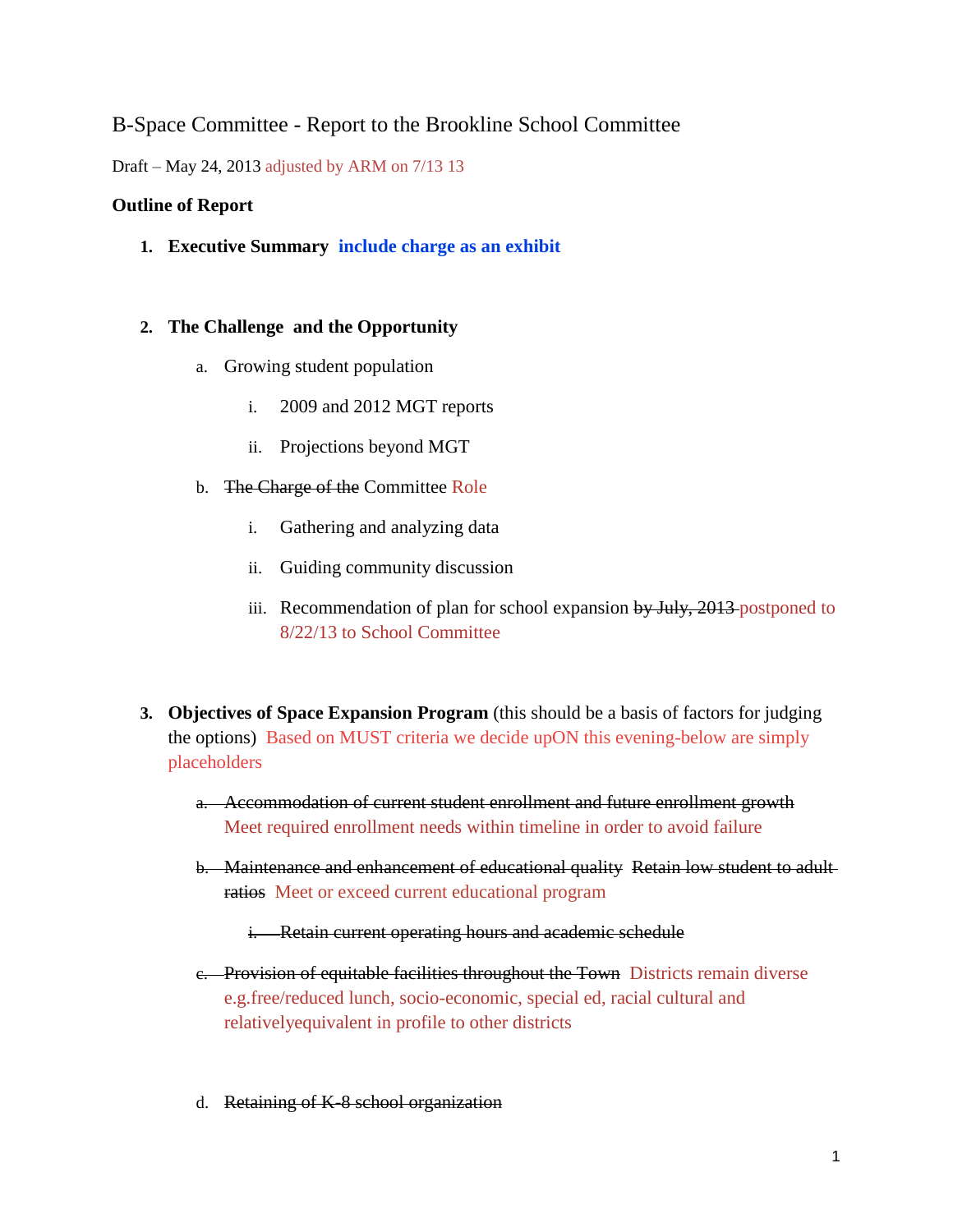B-Space Committee - Report to the Brookline School Committee

Draft – May 24, 2013 adjusted by ARM on 7/13 13

**Outline of Report**

1. **Executive Summary** **include charge as an exhibit**

2. **The Challenge and the Opportunity**
   a. Growing student population
      i. 2009 and 2012 MGT reports
      ii. Projections beyond MGT
   b. ~~The Charge of the~~ Committee Role
      i. Gathering and analyzing data
      ii. Guiding community discussion
      iii. Recommendation of plan for school expansion ~~by July, 2013~~ postponed to 8/22/13 to School Committee

3. **Objectives of Space Expansion Program** (this should be a basis of factors for judging the options) Based on MUST criteria we decide upON this evening-below are simply placeholders
   a. ~~Accommodation of current student enrollment and future enrollment growth~~ Meet required enrollment needs within timeline in order to avoid failure
   b. ~~Maintenance and enhancement of educational quality~~ ~~Retain low student to adult ratios~~ Meet or exceed current educational program
      i. ~~Retain current operating hours and academic schedule~~
   c. ~~Provision of equitable facilities throughout the Town~~ Districts remain diverse e.g.free/reduced lunch, socio-economic, special ed, racial cultural and relativelyequivalent in profile to other districts
   d. ~~Retaining of K-8 school organization~~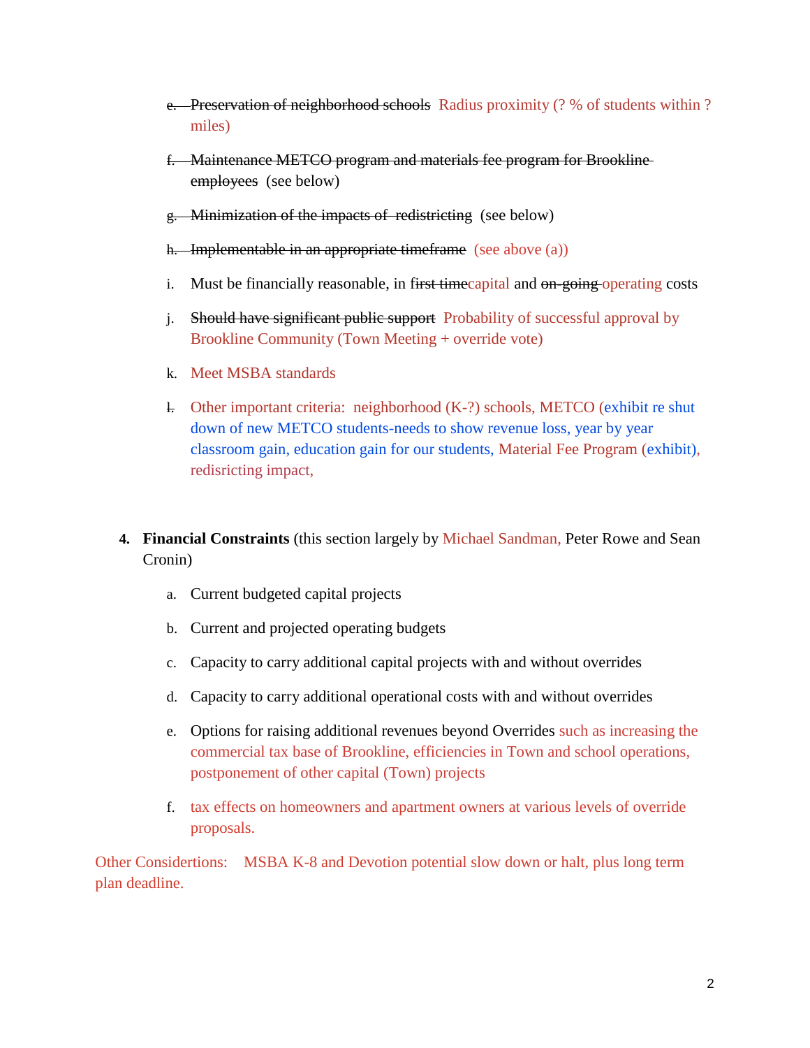e. ~~Preservation of neighborhood schools~~ Radius proximity (? % of students within ? miles)

f. ~~Maintenance METCO program and materials fee program for Brookline employees~~ (see below)

g. ~~Minimization of the impacts of redistricting~~ (see below)

h. ~~Implementable in an appropriate timeframe~~ (see above (a))

i. Must be financially reasonable, in ~~first time~~capital and ~~on-going~~ operating costs

j. ~~Should have significant public support~~ Probability of successful approval by Brookline Community (Town Meeting + override vote)

k. Meet MSBA standards

~~l.~~ Other important criteria: neighborhood (K-?) schools, METCO (exhibit re shut down of new METCO students-needs to show revenue loss, year by year classroom gain, education gain for our students, Material Fee Program (exhibit), redisricting impact,

4. **Financial Constraints** (this section largely by Michael Sandman, Peter Rowe and Sean Cronin)

   a. Current budgeted capital projects

   b. Current and projected operating budgets

   c. Capacity to carry additional capital projects with and without overrides

   d. Capacity to carry additional operational costs with and without overrides

   e. Options for raising additional revenues beyond Overrides such as increasing the commercial tax base of Brookline, efficiencies in Town and school operations, postponement of other capital (Town) projects

   f. tax effects on homeowners and apartment owners at various levels of override proposals.

Other Considertions: MSBA K-8 and Devotion potential slow down or halt, plus long term plan deadline.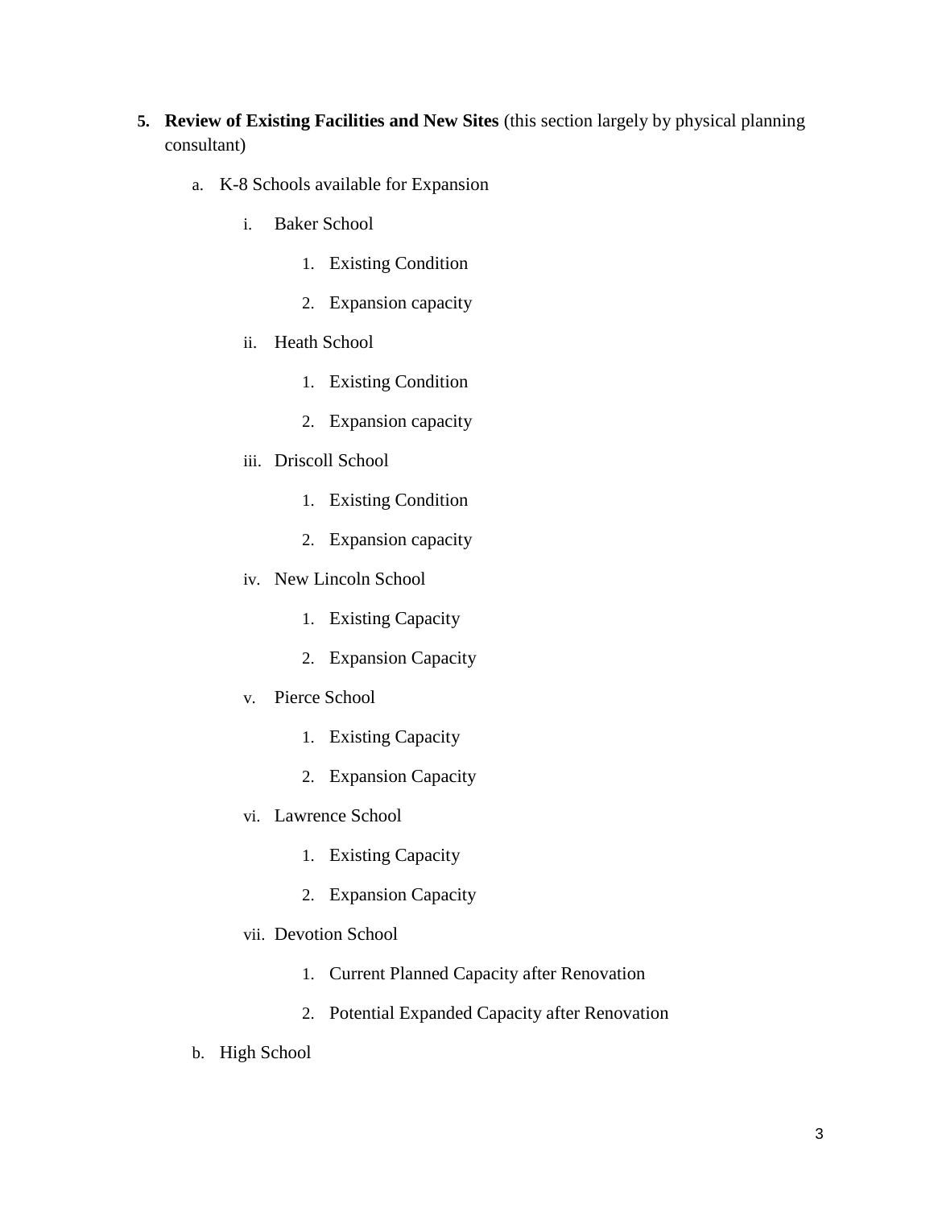5. **Review of Existing Facilities and New Sites** (this section largely by physical planning consultant)

    a. K-8 Schools available for Expansion

        i. Baker School

            1. Existing Condition

            2. Expansion capacity

        ii. Heath School

            1. Existing Condition

            2. Expansion capacity

        iii. Driscoll School

            1. Existing Condition

            2. Expansion capacity

        iv. New Lincoln School

            1. Existing Capacity

            2. Expansion Capacity

        v. Pierce School

            1. Existing Capacity

            2. Expansion Capacity

        vi. Lawrence School

            1. Existing Capacity

            2. Expansion Capacity

        vii. Devotion School

            1. Current Planned Capacity after Renovation

            2. Potential Expanded Capacity after Renovation

    b. High School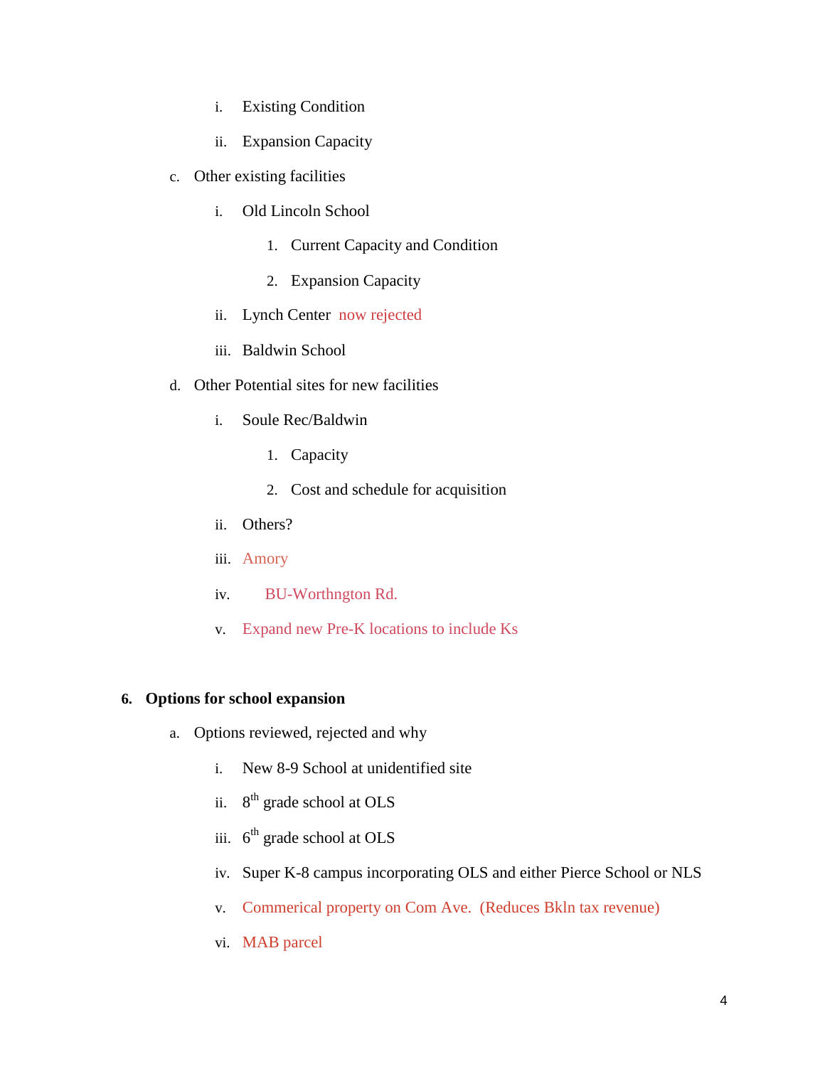- i. Existing Condition
   - ii. Expansion Capacity
- c. Other existing facilities
   - i. Old Lincoln School
      1. Current Capacity and Condition
      2. Expansion Capacity
   - ii. Lynch Center now rejected
   - iii. Baldwin School
- d. Other Potential sites for new facilities
   - i. Soule Rec/Baldwin
      1. Capacity
      2. Cost and schedule for acquisition
   - ii. Others?
   - iii. Amory
   - iv. BU-Worthngton Rd.
   - v. Expand new Pre-K locations to include Ks

**6. Options for school expansion**

- a. Options reviewed, rejected and why
   - i. New 8-9 School at unidentified site
   - ii. 8th grade school at OLS
   - iii. 6th grade school at OLS
   - iv. Super K-8 campus incorporating OLS and either Pierce School or NLS
   - v. Commerical property on Com Ave. (Reduces Bkln tax revenue)
   - vi. MAB parcel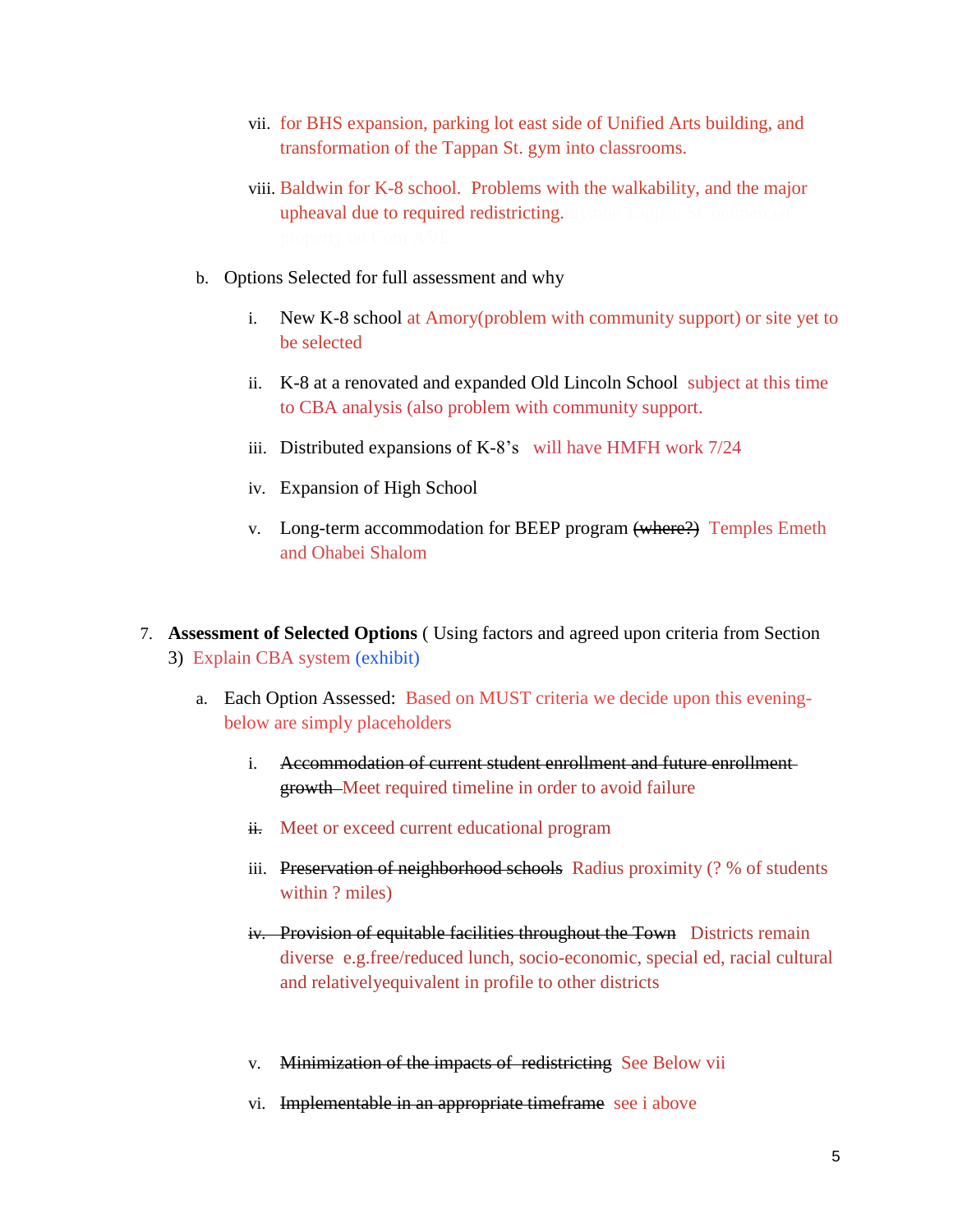vii. for BHS expansion, parking lot east side of Unified Arts building, and transformation of the Tappan St. gym into classrooms.

viii. Baldwin for K-8 school. Problems with the walkability, and the major upheaval due to required redistricting.

b. Options Selected for full assessment and why

i. New K-8 school at Amory(problem with community support) or site yet to be selected

ii. K-8 at a renovated and expanded Old Lincoln School subject at this time to CBA analysis (also problem with community support.

iii. Distributed expansions of K-8's will have HMFH work 7/24

iv. Expansion of High School

v. Long-term accommodation for BEEP program ~~(where?)~~ Temples Emeth and Ohabei Shalom

7. **Assessment of Selected Options** ( Using factors and agreed upon criteria from Section 3) Explain CBA system (exhibit)

a. Each Option Assessed: Based on MUST criteria we decide upon this evening- below are simply placeholders

i. ~~Accommodation of current student enrollment and future enrollment growth~~ Meet required timeline in order to avoid failure

~~ii.~~ Meet or exceed current educational program

iii. ~~Preservation of neighborhood schools~~ Radius proximity (? % of students within ? miles)

~~iv. Provision of equitable facilities throughout the Town~~ Districts remain diverse e.g.free/reduced lunch, socio-economic, special ed, racial cultural and relativelyequivalent in profile to other districts

v. ~~Minimization of the impacts of redistricting~~ See Below vii

vi. ~~Implementable in an appropriate timeframe~~ see i above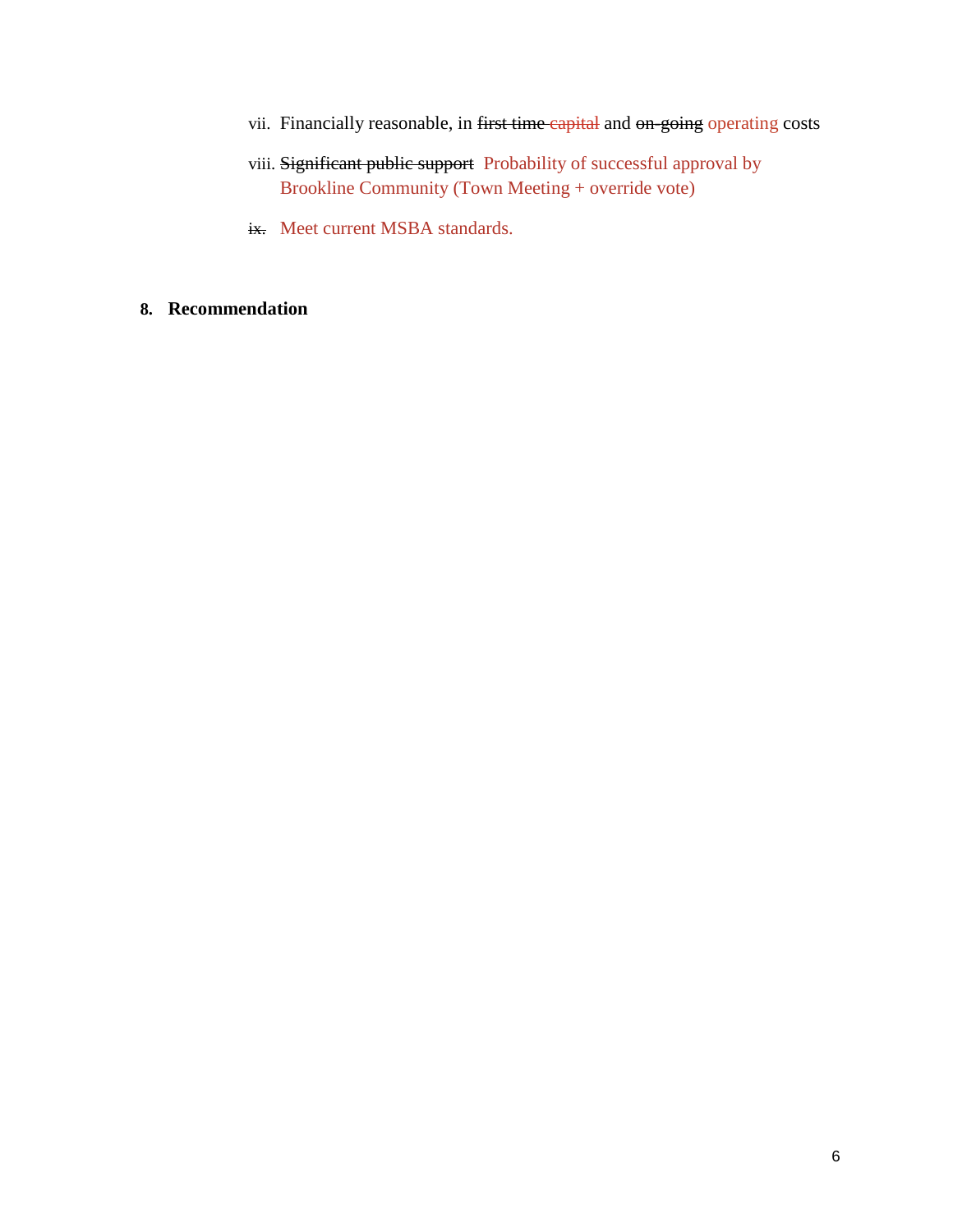vii. Financially reasonable, in ~~first time~~ ~~capital~~ and ~~on-going~~ operating costs

viii. ~~Significant public support~~ Probability of successful approval by Brookline Community (Town Meeting + override vote)

~~ix.~~ Meet current MSBA standards.

**8. Recommendation**